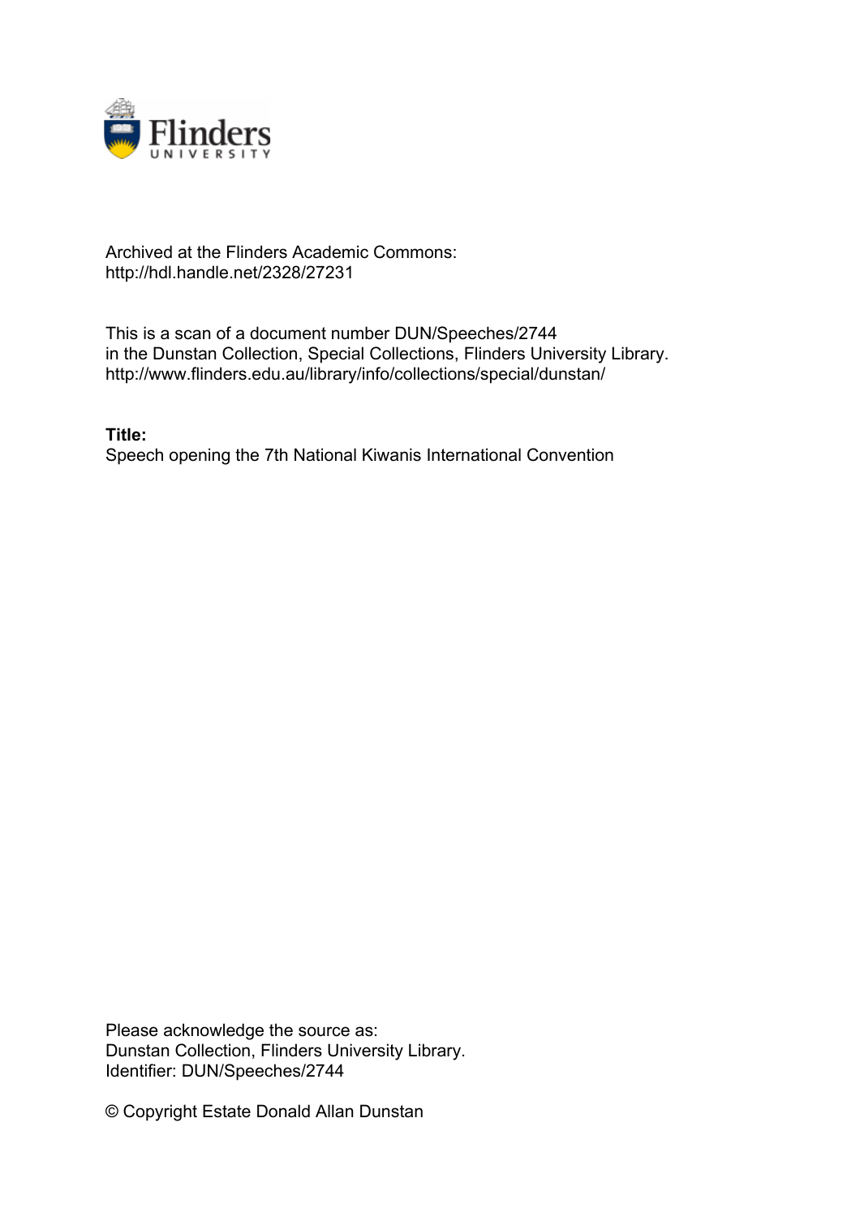Archived at the Flinders Academic Commons:
http://hdl.handle.net/2328/27231

This is a scan of a document number DUN/Speeches/2744
in the Dunstan Collection, Special Collections, Flinders University Library.
http://www.flinders.edu.au/library/info/collections/special/dunstan/

**Title:**
Speech opening the 7th National Kiwanis International Convention

Please acknowledge the source as:
Dunstan Collection, Flinders University Library.
Identifier: DUN/Speeches/2744

© Copyright Estate Donald Allan Dunstan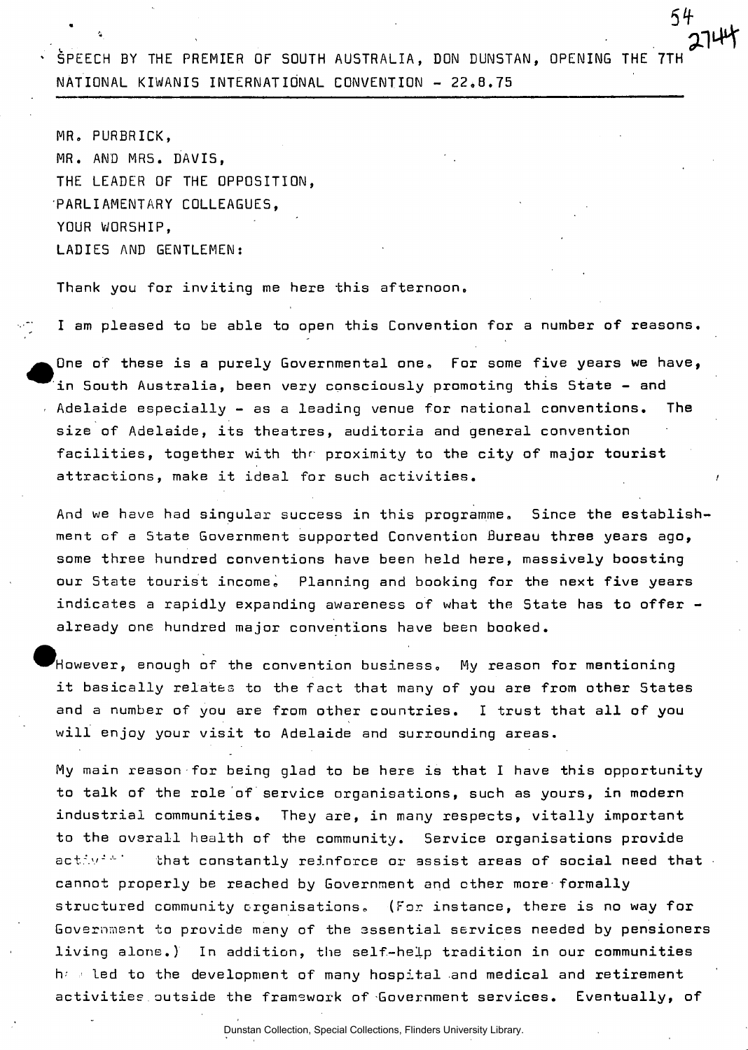SPEECH BY THE PREMIER OF SOUTH AUSTRALIA, DON DUNSTAN, OPENING THE 7TH NATIONAL KIWANIS INTERNATIONAL CONVENTION - 22.8.75

MR. PURBRICK,
MR. AND MRS. DAVIS,
THE LEADER OF THE OPPOSITION,
PARLIAMENTARY COLLEAGUES,
YOUR WORSHIP,
LADIES AND GENTLEMEN:

Thank you for inviting me here this afternoon.

I am pleased to be able to open this Convention for a number of reasons.

One of these is a purely Governmental one. For some five years we have, in South Australia, been very consciously promoting this State - and Adelaide especially - as a leading venue for national conventions. The size of Adelaide, its theatres, auditoria and general convention facilities, together with the proximity to the city of major tourist attractions, make it ideal for such activities.

And we have had singular success in this programme. Since the establishment of a State Government supported Convention Bureau three years ago, some three hundred conventions have been held here, massively boosting our State tourist income. Planning and booking for the next five years indicates a rapidly expanding awareness of what the State has to offer - already one hundred major conventions have been booked.

However, enough of the convention business. My reason for mentioning it basically relates to the fact that many of you are from other States and a number of you are from other countries. I trust that all of you will enjoy your visit to Adelaide and surrounding areas.

My main reason for being glad to be here is that I have this opportunity to talk of the role of service organisations, such as yours, in modern industrial communities. They are, in many respects, vitally important to the overall health of the community. Service organisations provide activities that constantly reinforce or assist areas of social need that cannot properly be reached by Government and other more formally structured community organisations. (For instance, there is no way for Government to provide many of the essential services needed by pensioners living alone.) In addition, the self-help tradition in our communities has led to the development of many hospital and medical and retirement activities outside the framework of Government services. Eventually, of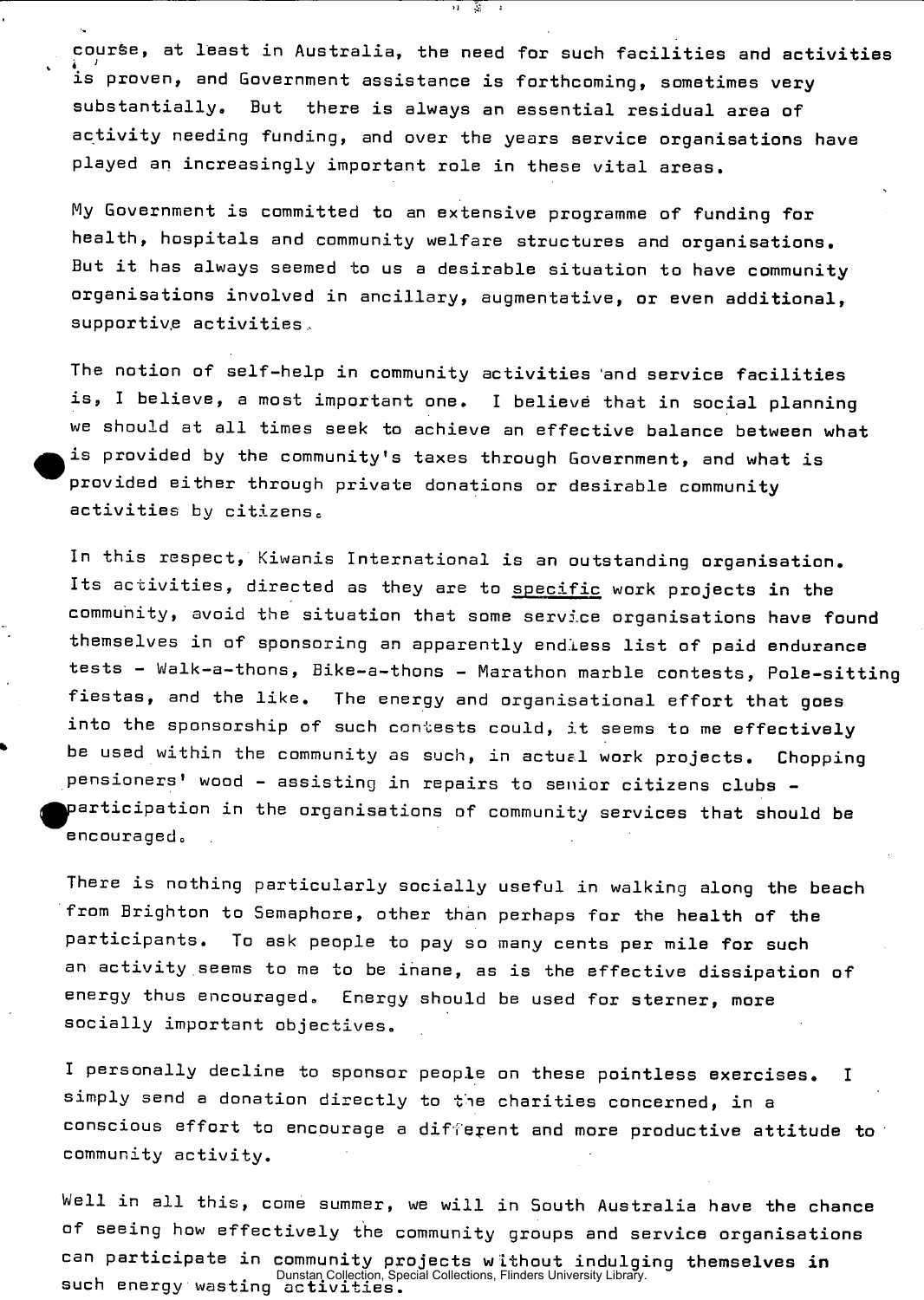course, at least in Australia, the need for such facilities and activities is proven, and Government assistance is forthcoming, sometimes very substantially. But there is always an essential residual area of activity needing funding, and over the years service organisations have played an increasingly important role in these vital areas.

My Government is committed to an extensive programme of funding for health, hospitals and community welfare structures and organisations. But it has always seemed to us a desirable situation to have community organisations involved in ancillary, augmentative, or even additional, supportive activities.

The notion of self-help in community activities and service facilities is, I believe, a most important one. I believe that in social planning we should at all times seek to achieve an effective balance between what is provided by the community's taxes through Government, and what is provided either through private donations or desirable community activities by citizens.

In this respect, Kiwanis International is an outstanding organisation. Its activities, directed as they are to specific work projects in the community, avoid the situation that some service organisations have found themselves in of sponsoring an apparently endless list of paid endurance tests - Walk-a-thons, Bike-a-thons - Marathon marble contests, Pole-sitting fiestas, and the like. The energy and organisational effort that goes into the sponsorship of such contests could, it seems to me effectively be used within the community as such, in actual work projects. Chopping pensioners' wood - assisting in repairs to senior citizens clubs - participation in the organisations of community services that should be encouraged.

There is nothing particularly socially useful in walking along the beach from Brighton to Semaphore, other than perhaps for the health of the participants. To ask people to pay so many cents per mile for such an activity seems to me to be inane, as is the effective dissipation of energy thus encouraged. Energy should be used for sterner, more socially important objectives.

I personally decline to sponsor people on these pointless exercises. I simply send a donation directly to the charities concerned, in a conscious effort to encourage a different and more productive attitude to community activity.

Well in all this, come summer, we will in South Australia have the chance of seeing how effectively the community groups and service organisations can participate in community projects without indulging themselves in such energy wasting activities.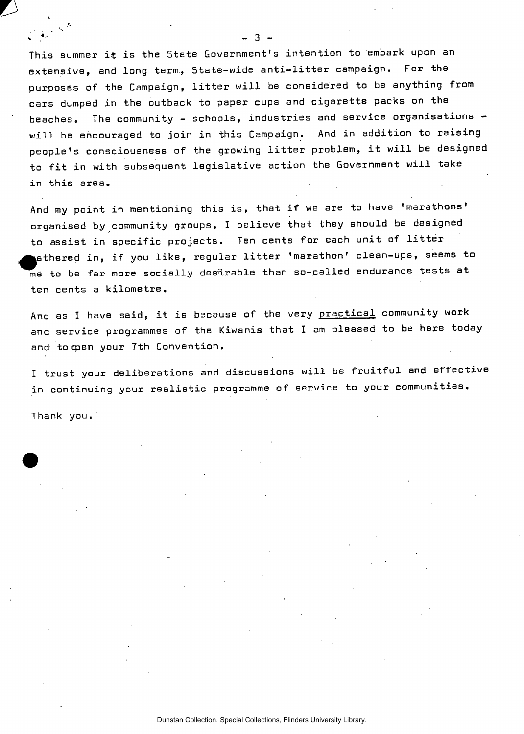This summer it is the State Government's intention to embark upon an extensive, and long term, State-wide anti-litter campaign. For the purposes of the Campaign, litter will be considered to be anything from cars dumped in the outback to paper cups and cigarette packs on the beaches. The community - schools, industries and service organisations - will be encouraged to join in this Campaign. And in addition to raising people's consciousness of the growing litter problem, it will be designed to fit in with subsequent legislative action the Government will take in this area.

And my point in mentioning this is, that if we are to have 'marathons' organised by community groups, I believe that they should be designed to assist in specific projects. Ten cents for each unit of litter gathered in, if you like, regular litter 'marathon' clean-ups, seems to me to be far more socially desirable than so-called endurance tests at ten cents a kilometre.

And as I have said, it is because of the very <u>practical</u> community work and service programmes of the Kiwanis that I am pleased to be here today and to open your 7th Convention.

I trust your deliberations and discussions will be fruitful and effective in continuing your realistic programme of service to your communities.

Thank you.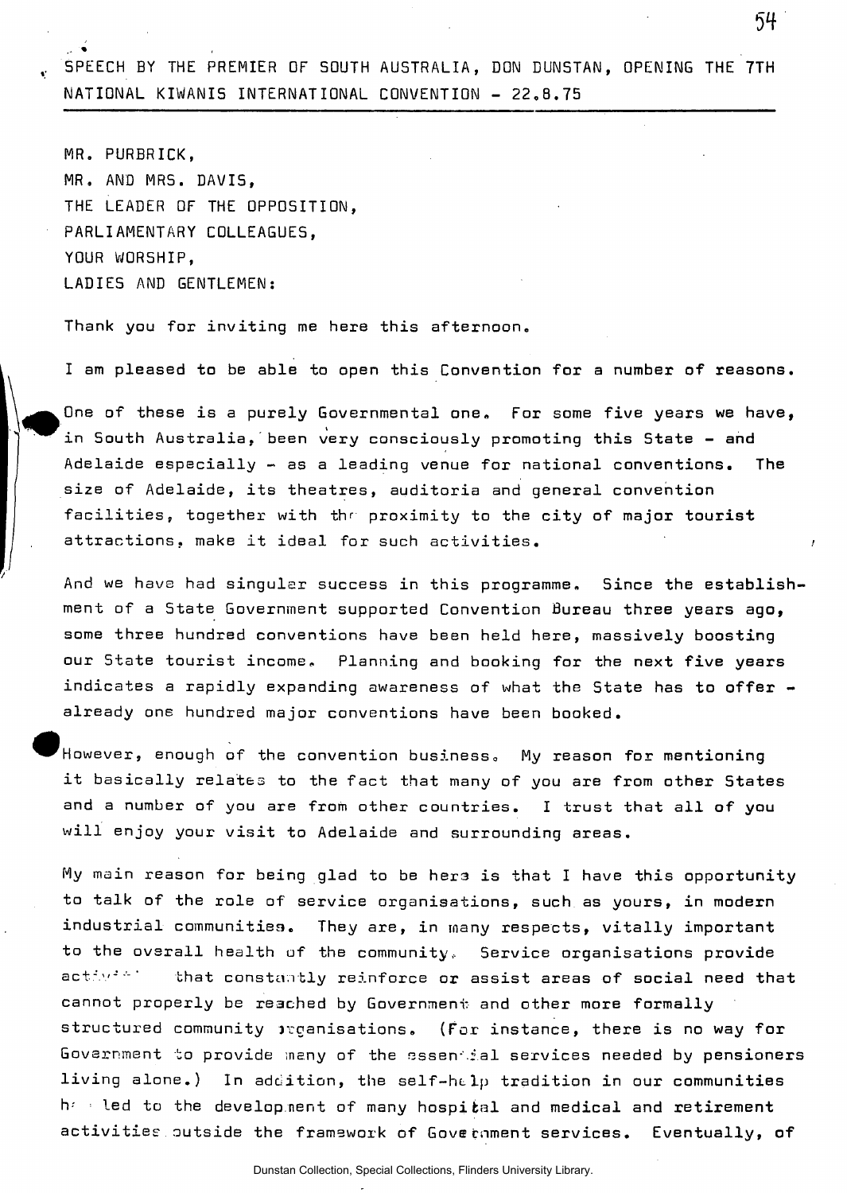SPEECH BY THE PREMIER OF SOUTH AUSTRALIA, DON DUNSTAN, OPENING THE 7TH NATIONAL KIWANIS INTERNATIONAL CONVENTION - 22.8.75

MR. PURBRICK,
MR. AND MRS. DAVIS,
THE LEADER OF THE OPPOSITION,
PARLIAMENTARY COLLEAGUES,
YOUR WORSHIP,
LADIES AND GENTLEMEN:

Thank you for inviting me here this afternoon.

I am pleased to be able to open this Convention for a number of reasons.

One of these is a purely Governmental one. For some five years we have, in South Australia, been very consciously promoting this State - and Adelaide especially - as a leading venue for national conventions. The size of Adelaide, its theatres, auditoria and general convention facilities, together with the proximity to the city of major tourist attractions, make it ideal for such activities.

And we have had singular success in this programme. Since the establishment of a State Government supported Convention Bureau three years ago, some three hundred conventions have been held here, massively boosting our State tourist income. Planning and booking for the next five years indicates a rapidly expanding awareness of what the State has to offer - already one hundred major conventions have been booked.

However, enough of the convention business. My reason for mentioning it basically relates to the fact that many of you are from other States and a number of you are from other countries. I trust that all of you will enjoy your visit to Adelaide and surrounding areas.

My main reason for being glad to be here is that I have this opportunity to talk of the role of service organisations, such as yours, in modern industrial communities. They are, in many respects, vitally important to the overall health of the community. Service organisations provide activities that constantly reinforce or assist areas of social need that cannot properly be reached by Government and other more formally structured community organisations. (For instance, there is no way for Government to provide many of the essential services needed by pensioners living alone.) In addition, the self-help tradition in our communities has led to the development of many hospital and medical and retirement activities outside the framework of Government services. Eventually, of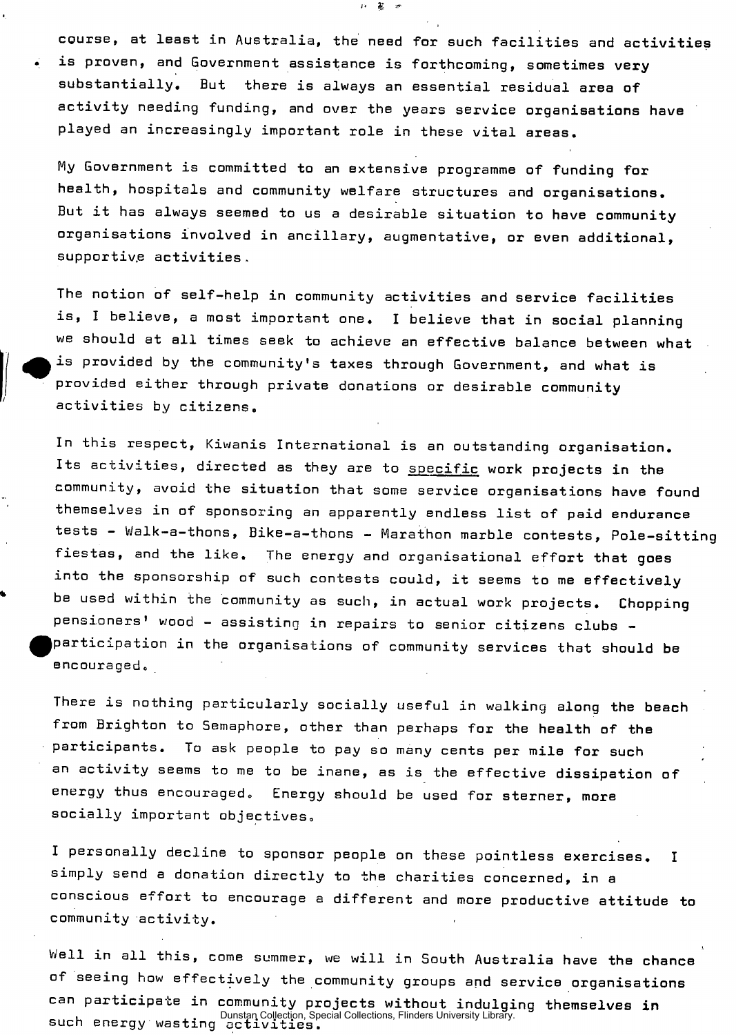course, at least in Australia, the need for such facilities and activities is proven, and Government assistance is forthcoming, sometimes very substantially. But there is always an essential residual area of activity needing funding, and over the years service organisations have played an increasingly important role in these vital areas.

My Government is committed to an extensive programme of funding for health, hospitals and community welfare structures and organisations. But it has always seemed to us a desirable situation to have community organisations involved in ancillary, augmentative, or even additional, supportive activities.

The notion of self-help in community activities and service facilities is, I believe, a most important one. I believe that in social planning we should at all times seek to achieve an effective balance between what is provided by the community's taxes through Government, and what is provided either through private donations or desirable community activities by citizens.

In this respect, Kiwanis International is an outstanding organisation. Its activities, directed as they are to specific work projects in the community, avoid the situation that some service organisations have found themselves in of sponsoring an apparently endless list of paid endurance tests - Walk-a-thons, Bike-a-thons - Marathon marble contests, Pole-sitting fiestas, and the like. The energy and organisational effort that goes into the sponsorship of such contests could, it seems to me effectively be used within the community as such, in actual work projects. Chopping pensioners' wood - assisting in repairs to senior citizens clubs - participation in the organisations of community services that should be encouraged.

There is nothing particularly socially useful in walking along the beach from Brighton to Semaphore, other than perhaps for the health of the participants. To ask people to pay so many cents per mile for such an activity seems to me to be inane, as is the effective dissipation of energy thus encouraged. Energy should be used for sterner, more socially important objectives.

I personally decline to sponsor people on these pointless exercises. I simply send a donation directly to the charities concerned, in a conscious effort to encourage a different and more productive attitude to community activity.

Well in all this, come summer, we will in South Australia have the chance of seeing how effectively the community groups and service organisations can participate in community projects without indulging themselves in such energy wasting activities.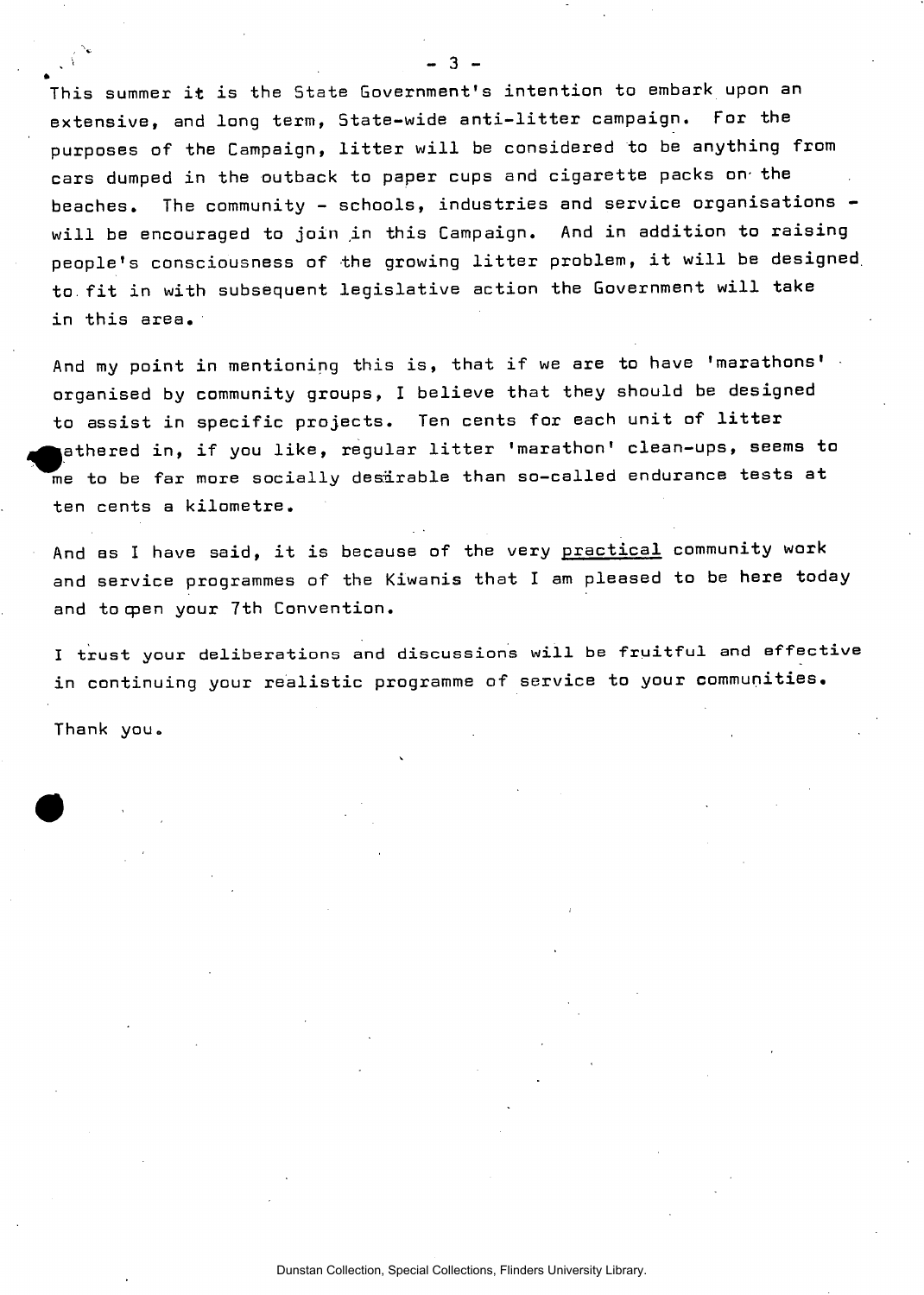This summer it is the State Government's intention to embark upon an extensive, and long term, State-wide anti-litter campaign. For the purposes of the Campaign, litter will be considered to be anything from cars dumped in the outback to paper cups and cigarette packs on the beaches. The community - schools, industries and service organisations - will be encouraged to join in this Campaign. And in addition to raising people's consciousness of the growing litter problem, it will be designed to fit in with subsequent legislative action the Government will take in this area.

And my point in mentioning this is, that if we are to have 'marathons' organised by community groups, I believe that they should be designed to assist in specific projects. Ten cents for each unit of litter gathered in, if you like, regular litter 'marathon' clean-ups, seems to me to be far more socially desirable than so-called endurance tests at ten cents a kilometre.

And as I have said, it is because of the very practical community work and service programmes of the Kiwanis that I am pleased to be here today and to open your 7th Convention.

I trust your deliberations and discussions will be fruitful and effective in continuing your realistic programme of service to your communities.

Thank you.